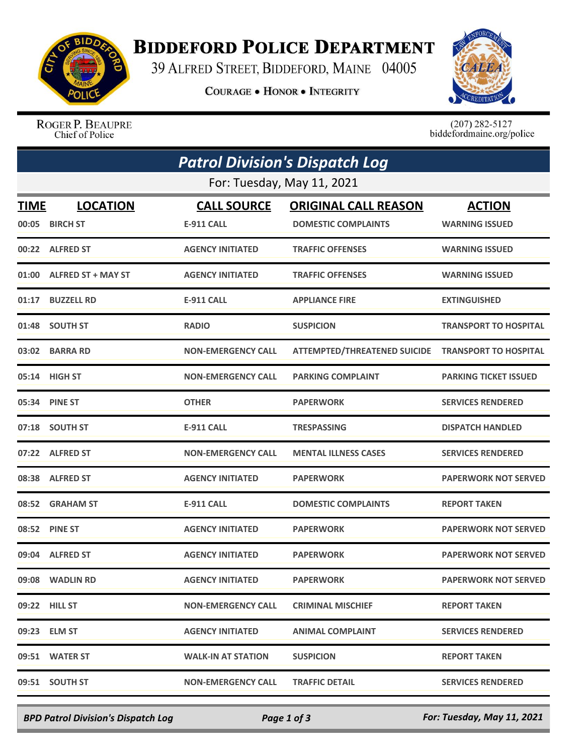# BIDDEFORD POLICE DEPARTMENT

39 ALFRED STREET, BIDDEFORD, MAINE 04005

COURAGE • HONOR • INTEGRITY

ROGER P. BEAUPRE
Chief of Police

(207) 282-5127
biddefordmaine.org/police

## *Patrol Division's Dispatch Log*

For: Tuesday, May 11, 2021

| TIME | LOCATION | CALL SOURCE | ORIGINAL CALL REASON | ACTION |
|---|---|---|---|---|
| 00:05 | BIRCH ST | E-911 CALL | DOMESTIC COMPLAINTS | WARNING ISSUED |
| 00:22 | ALFRED ST | AGENCY INITIATED | TRAFFIC OFFENSES | WARNING ISSUED |
| 01:00 | ALFRED ST + MAY ST | AGENCY INITIATED | TRAFFIC OFFENSES | WARNING ISSUED |
| 01:17 | BUZZELL RD | E-911 CALL | APPLIANCE FIRE | EXTINGUISHED |
| 01:48 | SOUTH ST | RADIO | SUSPICION | TRANSPORT TO HOSPITAL |
| 03:02 | BARRA RD | NON-EMERGENCY CALL | ATTEMPTED/THREATENED SUICIDE | TRANSPORT TO HOSPITAL |
| 05:14 | HIGH ST | NON-EMERGENCY CALL | PARKING COMPLAINT | PARKING TICKET ISSUED |
| 05:34 | PINE ST | OTHER | PAPERWORK | SERVICES RENDERED |
| 07:18 | SOUTH ST | E-911 CALL | TRESPASSING | DISPATCH HANDLED |
| 07:22 | ALFRED ST | NON-EMERGENCY CALL | MENTAL ILLNESS CASES | SERVICES RENDERED |
| 08:38 | ALFRED ST | AGENCY INITIATED | PAPERWORK | PAPERWORK NOT SERVED |
| 08:52 | GRAHAM ST | E-911 CALL | DOMESTIC COMPLAINTS | REPORT TAKEN |
| 08:52 | PINE ST | AGENCY INITIATED | PAPERWORK | PAPERWORK NOT SERVED |
| 09:04 | ALFRED ST | AGENCY INITIATED | PAPERWORK | PAPERWORK NOT SERVED |
| 09:08 | WADLIN RD | AGENCY INITIATED | PAPERWORK | PAPERWORK NOT SERVED |
| 09:22 | HILL ST | NON-EMERGENCY CALL | CRIMINAL MISCHIEF | REPORT TAKEN |
| 09:23 | ELM ST | AGENCY INITIATED | ANIMAL COMPLAINT | SERVICES RENDERED |
| 09:51 | WATER ST | WALK-IN AT STATION | SUSPICION | REPORT TAKEN |
| 09:51 | SOUTH ST | NON-EMERGENCY CALL | TRAFFIC DETAIL | SERVICES RENDERED |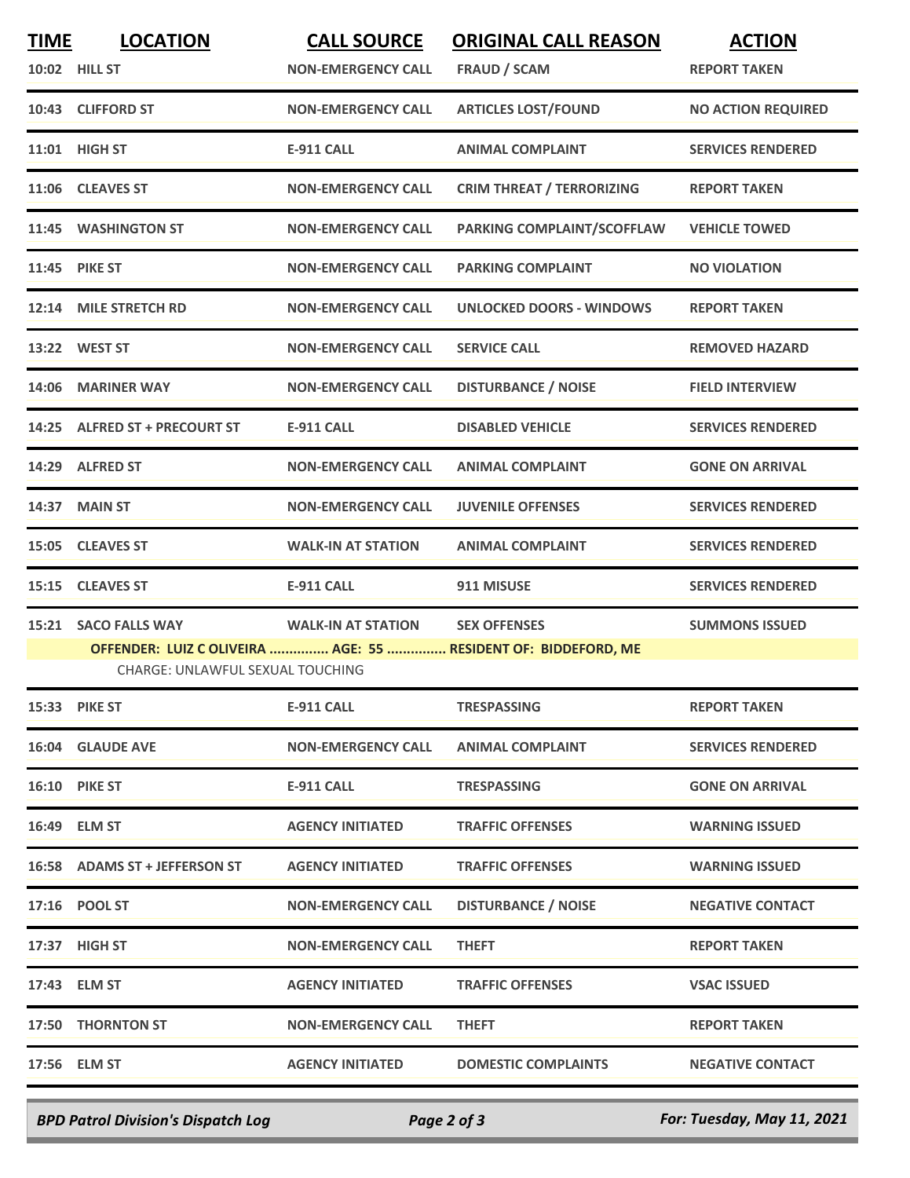| TIME | LOCATION | CALL SOURCE | ORIGINAL CALL REASON | ACTION |
|---|---|---|---|---|
| 10:02 | HILL ST | NON-EMERGENCY CALL | FRAUD / SCAM | REPORT TAKEN |
| 10:43 | CLIFFORD ST | NON-EMERGENCY CALL | ARTICLES LOST/FOUND | NO ACTION REQUIRED |
| 11:01 | HIGH ST | E-911 CALL | ANIMAL COMPLAINT | SERVICES RENDERED |
| 11:06 | CLEAVES ST | NON-EMERGENCY CALL | CRIM THREAT / TERRORIZING | REPORT TAKEN |
| 11:45 | WASHINGTON ST | NON-EMERGENCY CALL | PARKING COMPLAINT/SCOFFLAW | VEHICLE TOWED |
| 11:45 | PIKE ST | NON-EMERGENCY CALL | PARKING COMPLAINT | NO VIOLATION |
| 12:14 | MILE STRETCH RD | NON-EMERGENCY CALL | UNLOCKED DOORS - WINDOWS | REPORT TAKEN |
| 13:22 | WEST ST | NON-EMERGENCY CALL | SERVICE CALL | REMOVED HAZARD |
| 14:06 | MARINER WAY | NON-EMERGENCY CALL | DISTURBANCE / NOISE | FIELD INTERVIEW |
| 14:25 | ALFRED ST + PRECOURT ST | E-911 CALL | DISABLED VEHICLE | SERVICES RENDERED |
| 14:29 | ALFRED ST | NON-EMERGENCY CALL | ANIMAL COMPLAINT | GONE ON ARRIVAL |
| 14:37 | MAIN ST | NON-EMERGENCY CALL | JUVENILE OFFENSES | SERVICES RENDERED |
| 15:05 | CLEAVES ST | WALK-IN AT STATION | ANIMAL COMPLAINT | SERVICES RENDERED |
| 15:15 | CLEAVES ST | E-911 CALL | 911 MISUSE | SERVICES RENDERED |
| 15:21 | SACO FALLS WAY | WALK-IN AT STATION | SEX OFFENSES | SUMMONS ISSUED |
| | OFFENDER: LUIZ C OLIVEIRA ............... AGE: 55 ............... RESIDENT OF: BIDDEFORD, ME<br>CHARGE: UNLAWFUL SEXUAL TOUCHING | | | |
| 15:33 | PIKE ST | E-911 CALL | TRESPASSING | REPORT TAKEN |
| 16:04 | GLAUDE AVE | NON-EMERGENCY CALL | ANIMAL COMPLAINT | SERVICES RENDERED |
| 16:10 | PIKE ST | E-911 CALL | TRESPASSING | GONE ON ARRIVAL |
| 16:49 | ELM ST | AGENCY INITIATED | TRAFFIC OFFENSES | WARNING ISSUED |
| 16:58 | ADAMS ST + JEFFERSON ST | AGENCY INITIATED | TRAFFIC OFFENSES | WARNING ISSUED |
| 17:16 | POOL ST | NON-EMERGENCY CALL | DISTURBANCE / NOISE | NEGATIVE CONTACT |
| 17:37 | HIGH ST | NON-EMERGENCY CALL | THEFT | REPORT TAKEN |
| 17:43 | ELM ST | AGENCY INITIATED | TRAFFIC OFFENSES | VSAC ISSUED |
| 17:50 | THORNTON ST | NON-EMERGENCY CALL | THEFT | REPORT TAKEN |
| 17:56 | ELM ST | AGENCY INITIATED | DOMESTIC COMPLAINTS | NEGATIVE CONTACT |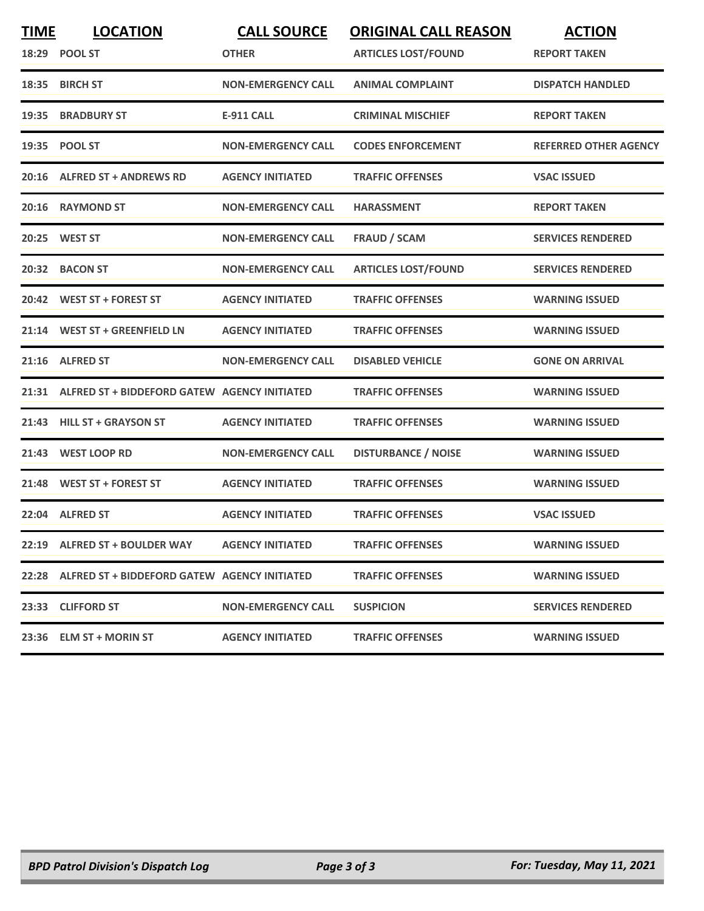| TIME | LOCATION | CALL SOURCE | ORIGINAL CALL REASON | ACTION |
| --- | --- | --- | --- | --- |
| 18:29 | POOL ST | OTHER | ARTICLES LOST/FOUND | REPORT TAKEN |
| 18:35 | BIRCH ST | NON-EMERGENCY CALL | ANIMAL COMPLAINT | DISPATCH HANDLED |
| 19:35 | BRADBURY ST | E-911 CALL | CRIMINAL MISCHIEF | REPORT TAKEN |
| 19:35 | POOL ST | NON-EMERGENCY CALL | CODES ENFORCEMENT | REFERRED OTHER AGENCY |
| 20:16 | ALFRED ST + ANDREWS RD | AGENCY INITIATED | TRAFFIC OFFENSES | VSAC ISSUED |
| 20:16 | RAYMOND ST | NON-EMERGENCY CALL | HARASSMENT | REPORT TAKEN |
| 20:25 | WEST ST | NON-EMERGENCY CALL | FRAUD / SCAM | SERVICES RENDERED |
| 20:32 | BACON ST | NON-EMERGENCY CALL | ARTICLES LOST/FOUND | SERVICES RENDERED |
| 20:42 | WEST ST + FOREST ST | AGENCY INITIATED | TRAFFIC OFFENSES | WARNING ISSUED |
| 21:14 | WEST ST + GREENFIELD LN | AGENCY INITIATED | TRAFFIC OFFENSES | WARNING ISSUED |
| 21:16 | ALFRED ST | NON-EMERGENCY CALL | DISABLED VEHICLE | GONE ON ARRIVAL |
| 21:31 | ALFRED ST + BIDDEFORD GATEW | AGENCY INITIATED | TRAFFIC OFFENSES | WARNING ISSUED |
| 21:43 | HILL ST + GRAYSON ST | AGENCY INITIATED | TRAFFIC OFFENSES | WARNING ISSUED |
| 21:43 | WEST LOOP RD | NON-EMERGENCY CALL | DISTURBANCE / NOISE | WARNING ISSUED |
| 21:48 | WEST ST + FOREST ST | AGENCY INITIATED | TRAFFIC OFFENSES | WARNING ISSUED |
| 22:04 | ALFRED ST | AGENCY INITIATED | TRAFFIC OFFENSES | VSAC ISSUED |
| 22:19 | ALFRED ST + BOULDER WAY | AGENCY INITIATED | TRAFFIC OFFENSES | WARNING ISSUED |
| 22:28 | ALFRED ST + BIDDEFORD GATEW | AGENCY INITIATED | TRAFFIC OFFENSES | WARNING ISSUED |
| 23:33 | CLIFFORD ST | NON-EMERGENCY CALL | SUSPICION | SERVICES RENDERED |
| 23:36 | ELM ST + MORIN ST | AGENCY INITIATED | TRAFFIC OFFENSES | WARNING ISSUED |

*BPD Patrol Division's Dispatch Log* — *For: Tuesday, May 11, 2021*